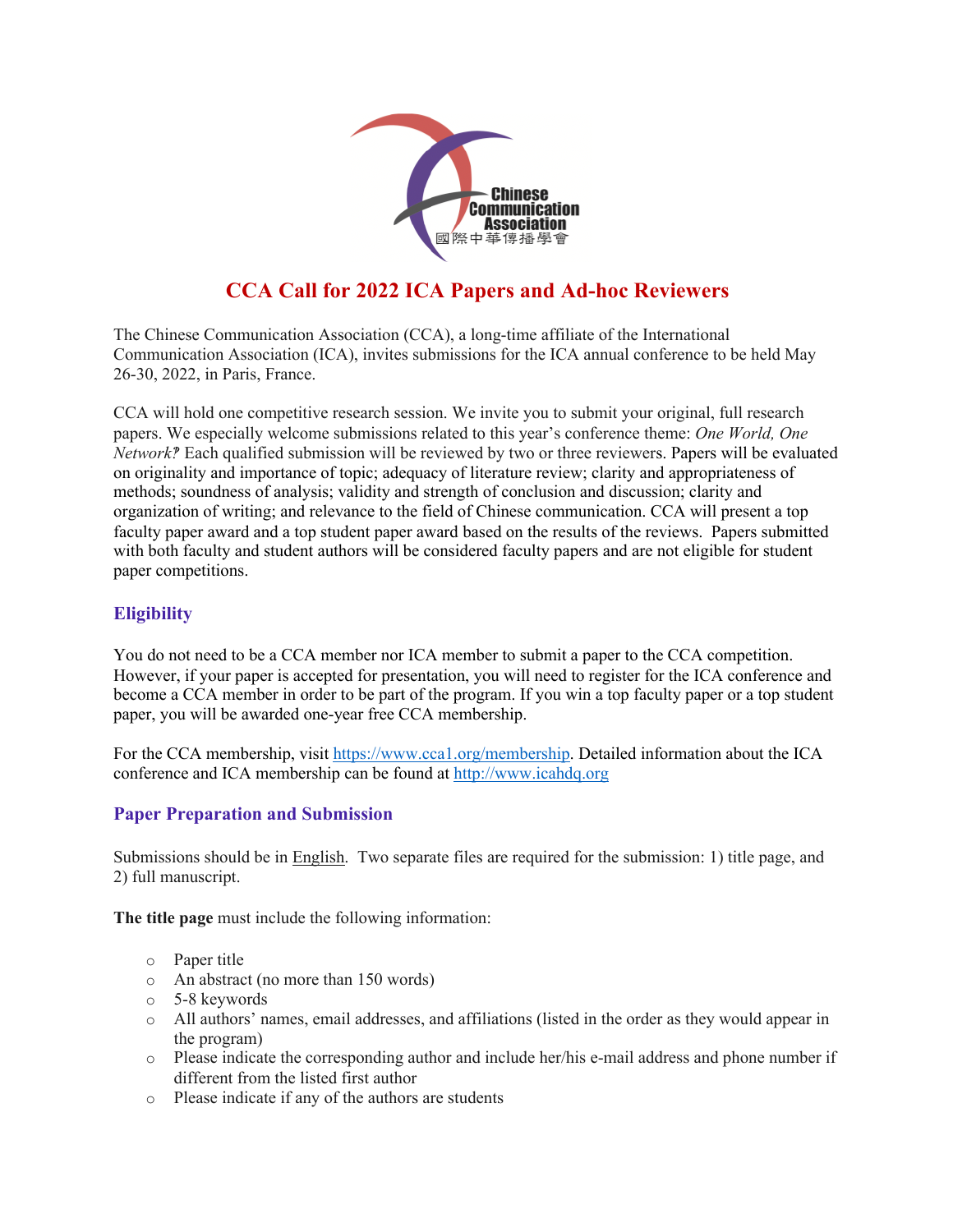# CCA Call for 2022 ICA Papers and Ad-hoc Reviewers

The Chinese Communication Association (CCA), a long-time affiliate of the International Communication Association (ICA), invites submissions for the ICA annual conference to be held May 26-30, 2022, in Paris, France.

CCA will hold one competitive research session. We invite you to submit your original, full research papers. We especially welcome submissions related to this year's conference theme: *One World, One Network?* Each qualified submission will be reviewed by two or three reviewers. Papers will be evaluated on originality and importance of topic; adequacy of literature review; clarity and appropriateness of methods; soundness of analysis; validity and strength of conclusion and discussion; clarity and organization of writing; and relevance to the field of Chinese communication. CCA will present a top faculty paper award and a top student paper award based on the results of the reviews. Papers submitted with both faculty and student authors will be considered faculty papers and are not eligible for student paper competitions.

## Eligibility

You do not need to be a CCA member nor ICA member to submit a paper to the CCA competition. However, if your paper is accepted for presentation, you will need to register for the ICA conference and become a CCA member in order to be part of the program. If you win a top faculty paper or a top student paper, you will be awarded one-year free CCA membership.

For the CCA membership, visit https://www.cca1.org/membership. Detailed information about the ICA conference and ICA membership can be found at http://www.icahdq.org

## Paper Preparation and Submission

Submissions should be in English. Two separate files are required for the submission: 1) title page, and 2) full manuscript.

**The title page** must include the following information:

- Paper title
- An abstract (no more than 150 words)
- 5-8 keywords
- All authors' names, email addresses, and affiliations (listed in the order as they would appear in the program)
- Please indicate the corresponding author and include her/his e-mail address and phone number if different from the listed first author
- Please indicate if any of the authors are students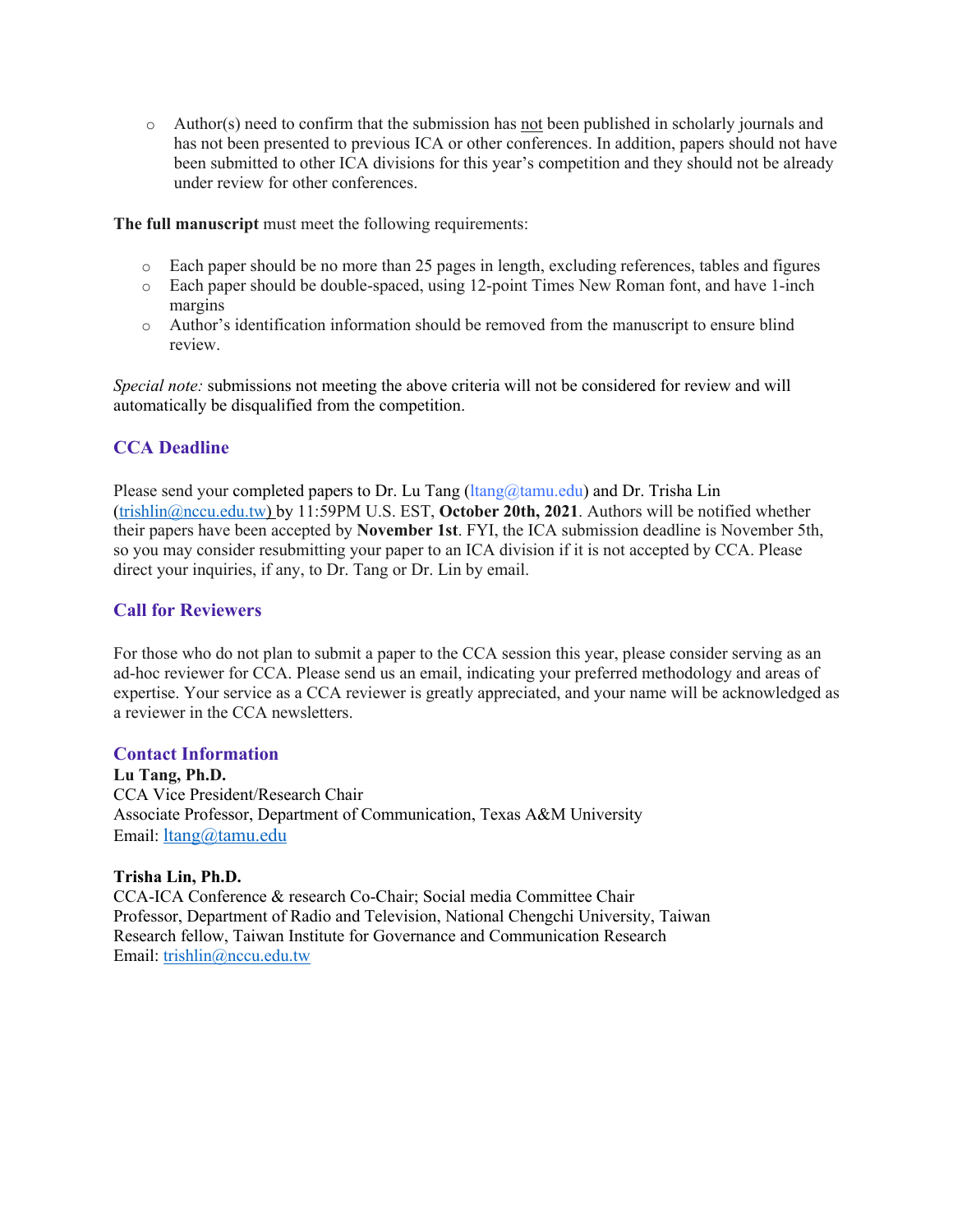- Author(s) need to confirm that the submission has not been published in scholarly journals and has not been presented to previous ICA or other conferences. In addition, papers should not have been submitted to other ICA divisions for this year's competition and they should not be already under review for other conferences.

**The full manuscript** must meet the following requirements:

- Each paper should be no more than 25 pages in length, excluding references, tables and figures
- Each paper should be double-spaced, using 12-point Times New Roman font, and have 1-inch margins
- Author's identification information should be removed from the manuscript to ensure blind review.

*Special note:* submissions not meeting the above criteria will not be considered for review and will automatically be disqualified from the competition.

## CCA Deadline

Please send your completed papers to Dr. Lu Tang (ltang@tamu.edu) and Dr. Trisha Lin (trishlin@nccu.edu.tw) by 11:59PM U.S. EST, **October 20th, 2021**. Authors will be notified whether their papers have been accepted by **November 1st**. FYI, the ICA submission deadline is November 5th, so you may consider resubmitting your paper to an ICA division if it is not accepted by CCA. Please direct your inquiries, if any, to Dr. Tang or Dr. Lin by email.

## Call for Reviewers

For those who do not plan to submit a paper to the CCA session this year, please consider serving as an ad-hoc reviewer for CCA. Please send us an email, indicating your preferred methodology and areas of expertise. Your service as a CCA reviewer is greatly appreciated, and your name will be acknowledged as a reviewer in the CCA newsletters.

## Contact Information

**Lu Tang, Ph.D.**
CCA Vice President/Research Chair
Associate Professor, Department of Communication, Texas A&M University
Email: ltang@tamu.edu

**Trisha Lin, Ph.D.**
CCA-ICA Conference & research Co-Chair; Social media Committee Chair
Professor, Department of Radio and Television, National Chengchi University, Taiwan
Research fellow, Taiwan Institute for Governance and Communication Research
Email: trishlin@nccu.edu.tw